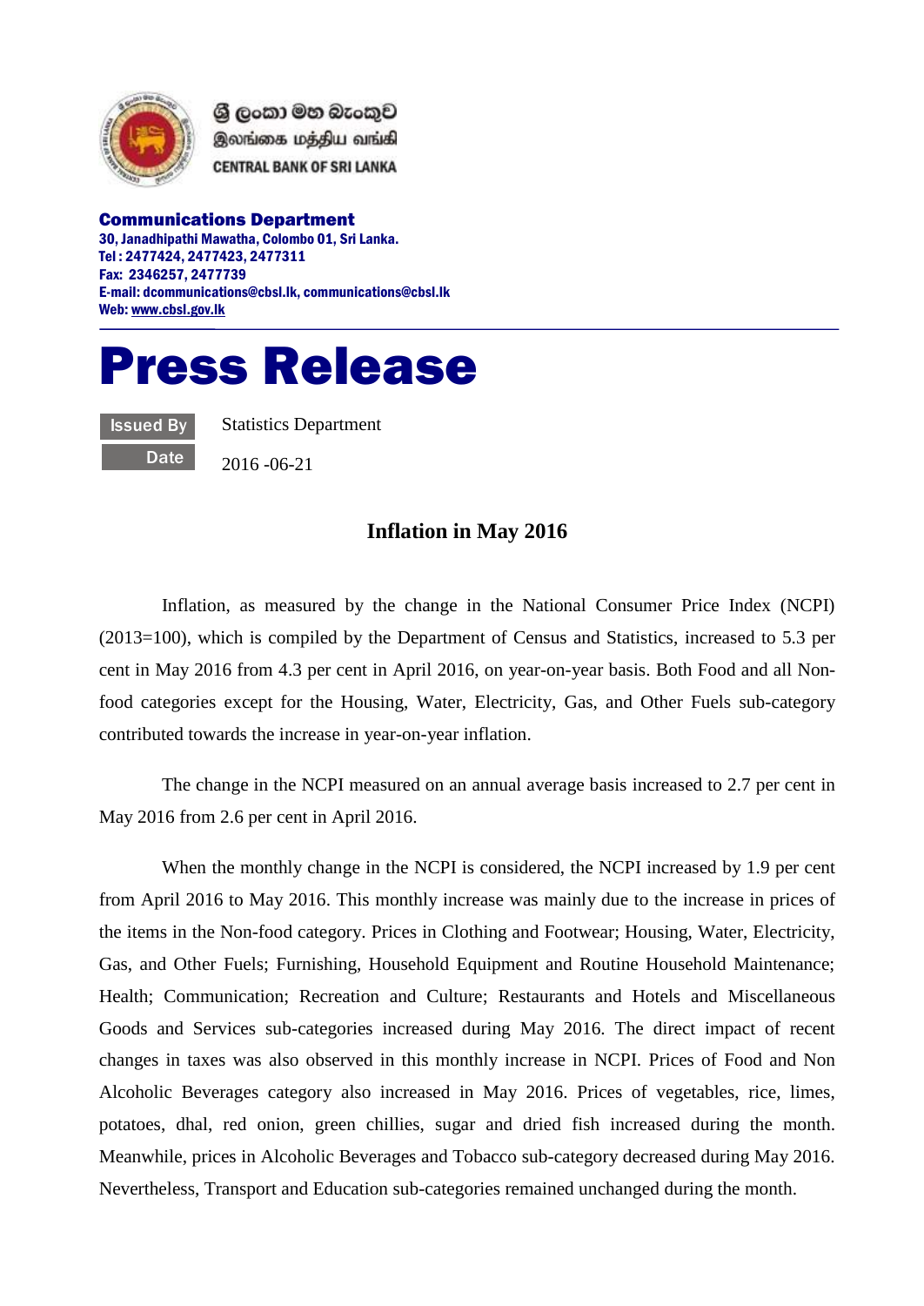ශ්‍රී ලංකා මහ බැංකුව
இலங்கை மத்திய வங்கி
CENTRAL BANK OF SRI LANKA

**Communications Department**
**30, Janadhipathi Mawatha, Colombo 01, Sri Lanka.**
**Tel : 2477424, 2477423, 2477311**
**Fax: 2346257, 2477739**
**E-mail: dcommunications@cbsl.lk, communications@cbsl.lk**
**Web: www.cbsl.gov.lk**

# Press Release

| | |
|---|---|
| Issued By | Statistics Department |
| Date | 2016 -06-21 |

## Inflation in May 2016

Inflation, as measured by the change in the National Consumer Price Index (NCPI) (2013=100), which is compiled by the Department of Census and Statistics, increased to 5.3 per cent in May 2016 from 4.3 per cent in April 2016, on year-on-year basis. Both Food and all Non-food categories except for the Housing, Water, Electricity, Gas, and Other Fuels sub-category contributed towards the increase in year-on-year inflation.

The change in the NCPI measured on an annual average basis increased to 2.7 per cent in May 2016 from 2.6 per cent in April 2016.

When the monthly change in the NCPI is considered, the NCPI increased by 1.9 per cent from April 2016 to May 2016. This monthly increase was mainly due to the increase in prices of the items in the Non-food category. Prices in Clothing and Footwear; Housing, Water, Electricity, Gas, and Other Fuels; Furnishing, Household Equipment and Routine Household Maintenance; Health; Communication; Recreation and Culture; Restaurants and Hotels and Miscellaneous Goods and Services sub-categories increased during May 2016. The direct impact of recent changes in taxes was also observed in this monthly increase in NCPI. Prices of Food and Non Alcoholic Beverages category also increased in May 2016. Prices of vegetables, rice, limes, potatoes, dhal, red onion, green chillies, sugar and dried fish increased during the month. Meanwhile, prices in Alcoholic Beverages and Tobacco sub-category decreased during May 2016. Nevertheless, Transport and Education sub-categories remained unchanged during the month.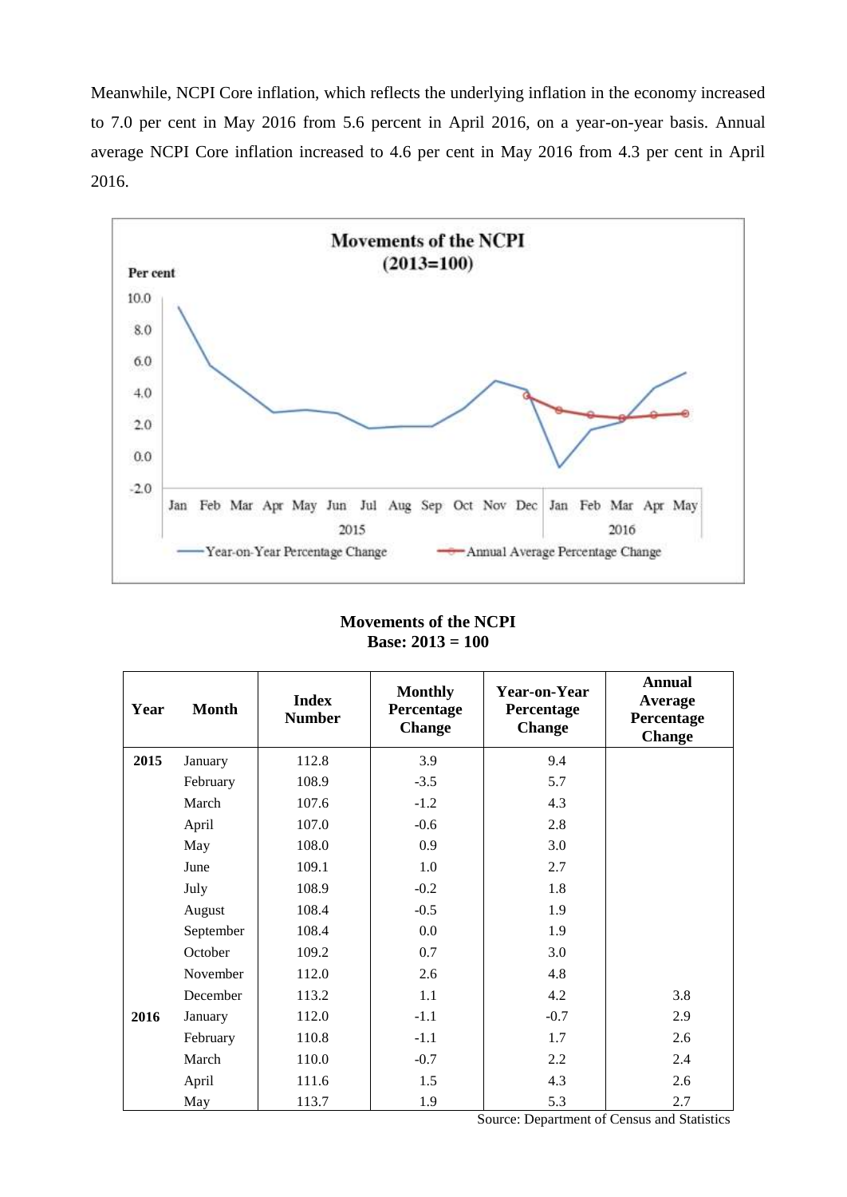Meanwhile, NCPI Core inflation, which reflects the underlying inflation in the economy increased to 7.0 per cent in May 2016 from 5.6 percent in April 2016, on a year-on-year basis. Annual average NCPI Core inflation increased to 4.6 per cent in May 2016 from 4.3 per cent in April 2016.

Movements of the NCPI
(2013=100)

Per cent

10.0
8.0
6.0
4.0
2.0
0.0
-2.0

Jan Feb Mar Apr May Jun Jul Aug Sep Oct Nov Dec Jan Feb Mar Apr May

2015 2016

Year-on-Year Percentage Change
Annual Average Percentage Change

**Movements of the NCPI**
**Base: 2013 = 100**

| Year | Month | Index Number | Monthly Percentage Change | Year-on-Year Percentage Change | Annual Average Percentage Change |
|---|---|---|---|---|---|
| **2015** | January | 112.8 | 3.9 | 9.4 | |
| | February | 108.9 | -3.5 | 5.7 | |
| | March | 107.6 | -1.2 | 4.3 | |
| | April | 107.0 | -0.6 | 2.8 | |
| | May | 108.0 | 0.9 | 3.0 | |
| | June | 109.1 | 1.0 | 2.7 | |
| | July | 108.9 | -0.2 | 1.8 | |
| | August | 108.4 | -0.5 | 1.9 | |
| | September | 108.4 | 0.0 | 1.9 | |
| | October | 109.2 | 0.7 | 3.0 | |
| | November | 112.0 | 2.6 | 4.8 | |
| | December | 113.2 | 1.1 | 4.2 | 3.8 |
| **2016** | January | 112.0 | -1.1 | -0.7 | 2.9 |
| | February | 110.8 | -1.1 | 1.7 | 2.6 |
| | March | 110.0 | -0.7 | 2.2 | 2.4 |
| | April | 111.6 | 1.5 | 4.3 | 2.6 |
| | May | 113.7 | 1.9 | 5.3 | 2.7 |

Source: Department of Census and Statistics